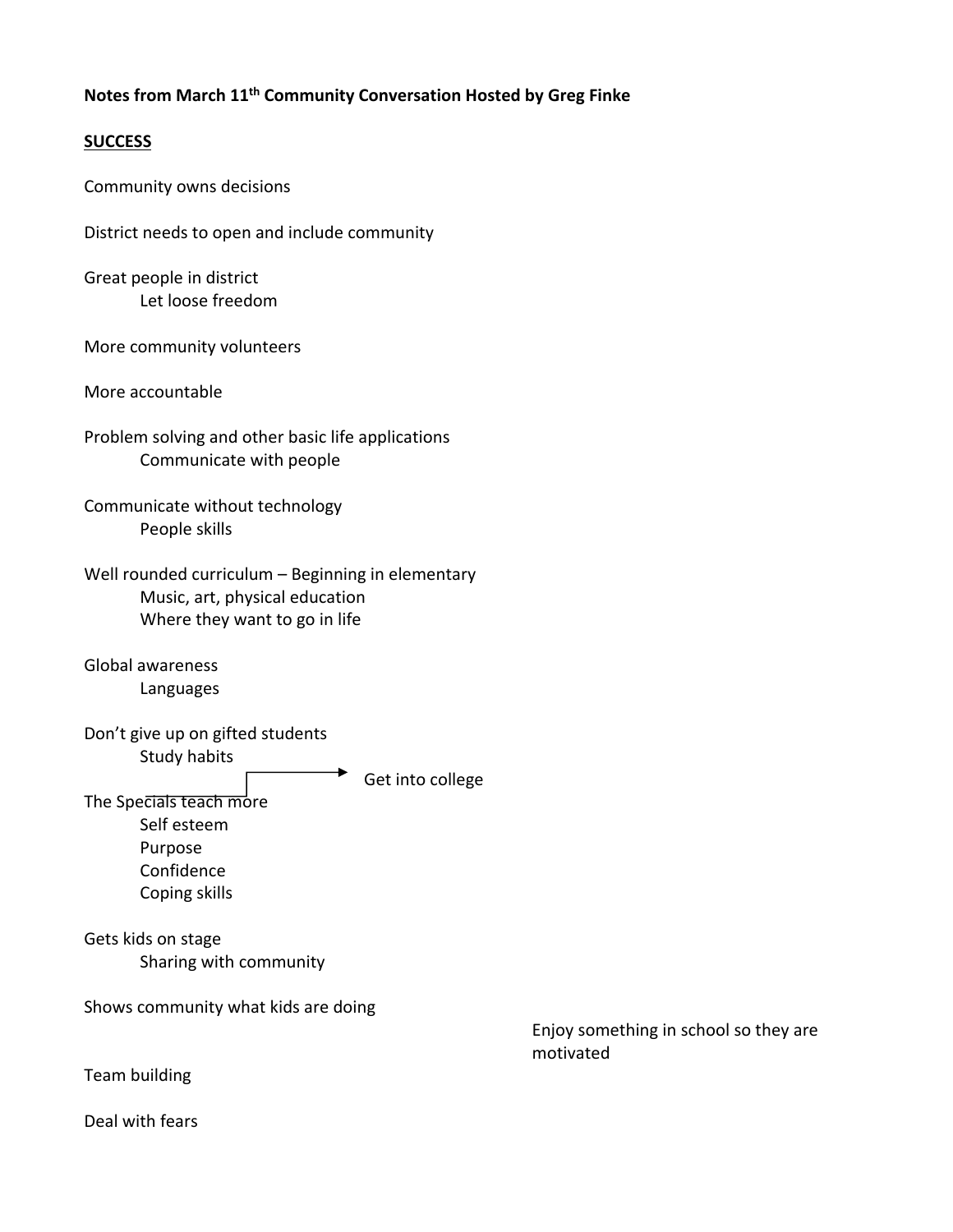**Notes from March 11th Community Conversation Hosted by Greg Finke**

**SUCCESS**

Community owns decisions

District needs to open and include community

Great people in district
- Let loose freedom

More community volunteers

More accountable

Problem solving and other basic life applications
- Communicate with people

Communicate without technology
- People skills

Well rounded curriculum – Beginning in elementary
- Music, art, physical education
- Where they want to go in life

Global awareness
- Languages

Don't give up on gifted students
- Study habits

→ Get into college

The Specials teach more
- Self esteem
- Purpose
- Confidence
- Coping skills

Gets kids on stage
- Sharing with community

Shows community what kids are doing

Enjoy something in school so they are motivated

Team building

Deal with fears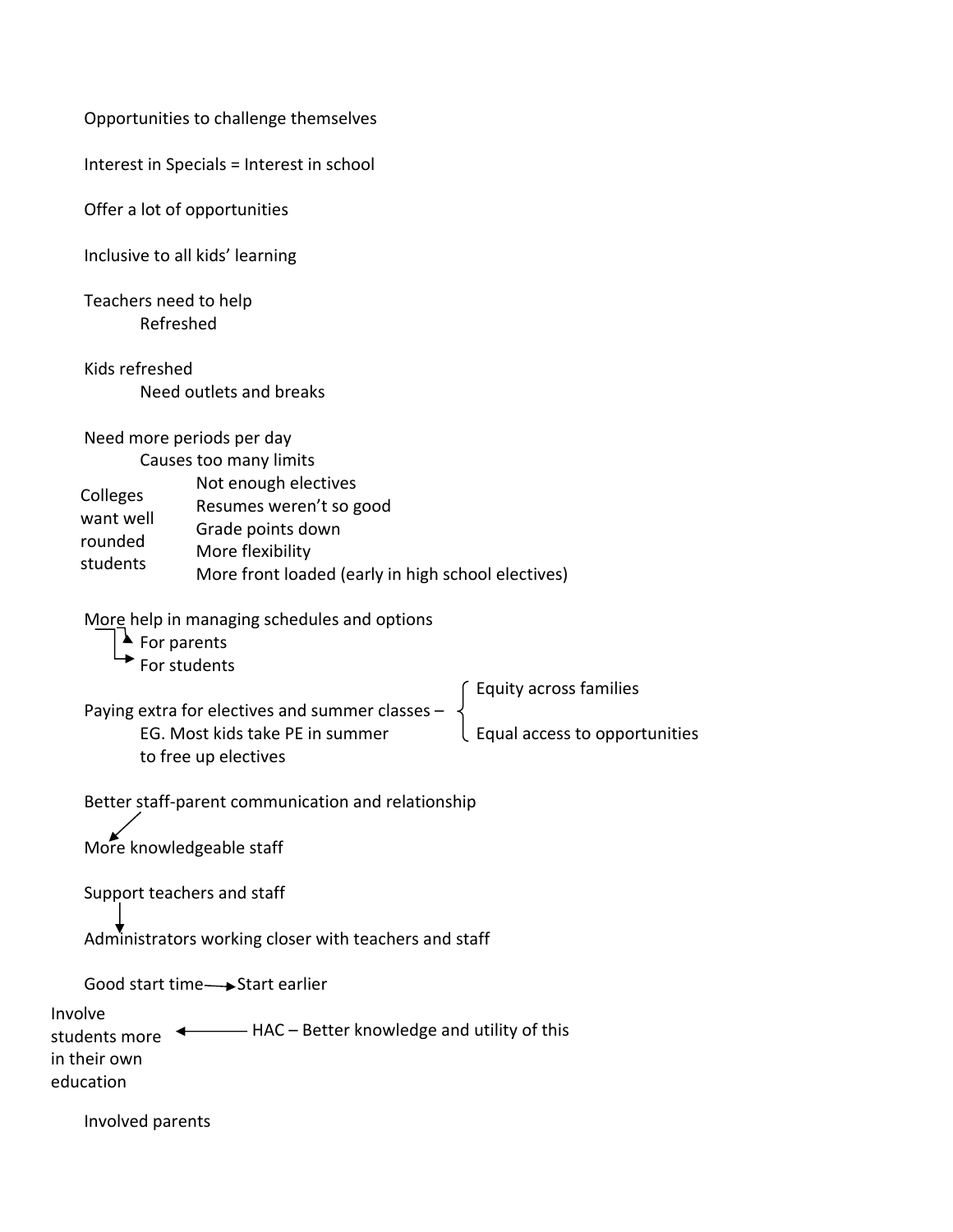Opportunities to challenge themselves

Interest in Specials = Interest in school

Offer a lot of opportunities

Inclusive to all kids' learning

Teachers need to help
- Refreshed

Kids refreshed
- Need outlets and breaks

Need more periods per day
- Causes too many limits
  - Not enough electives
  - Resumes weren't so good
  - Grade points down
  - More flexibility
  - More front loaded (early in high school electives)

Colleges want well rounded students

More help in managing schedules and options
- → For parents
- → For students

Paying extra for electives and summer classes – { Equity across families / Equal access to opportunities }
- EG. Most kids take PE in summer to free up electives

Better staff-parent communication and relationship
↓
More knowledgeable staff

Support teachers and staff
↓
Administrators working closer with teachers and staff

Good start time → Start earlier

Involve students more in their own education ← HAC – Better knowledge and utility of this

Involved parents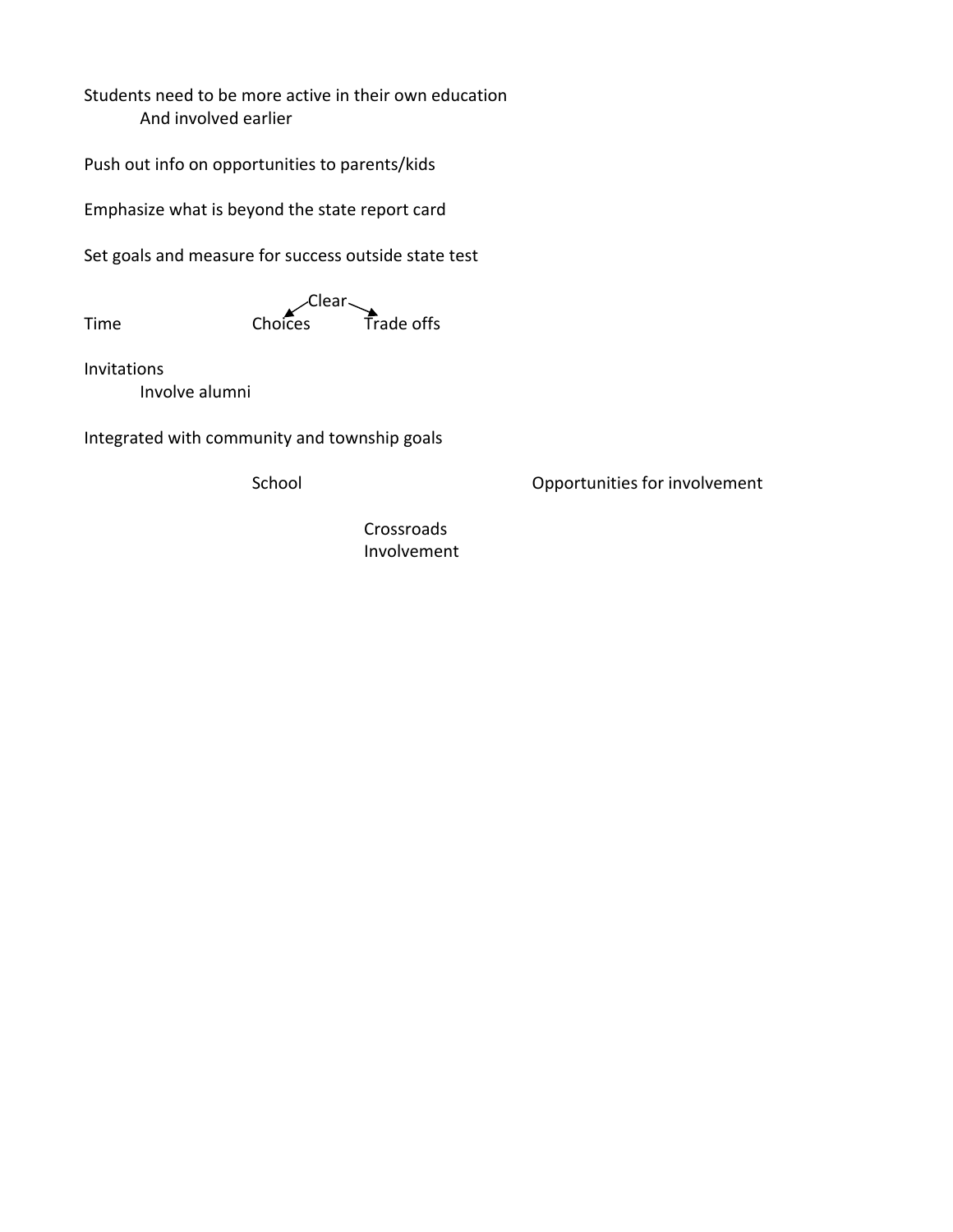Students need to be more active in their own education

    And involved earlier

Push out info on opportunities to parents/kids

Emphasize what is beyond the state report card

Set goals and measure for success outside state test

Clear

Time Choices Trade offs

Invitations

    Involve alumni

Integrated with community and township goals

School Opportunities for involvement

Crossroads
Involvement